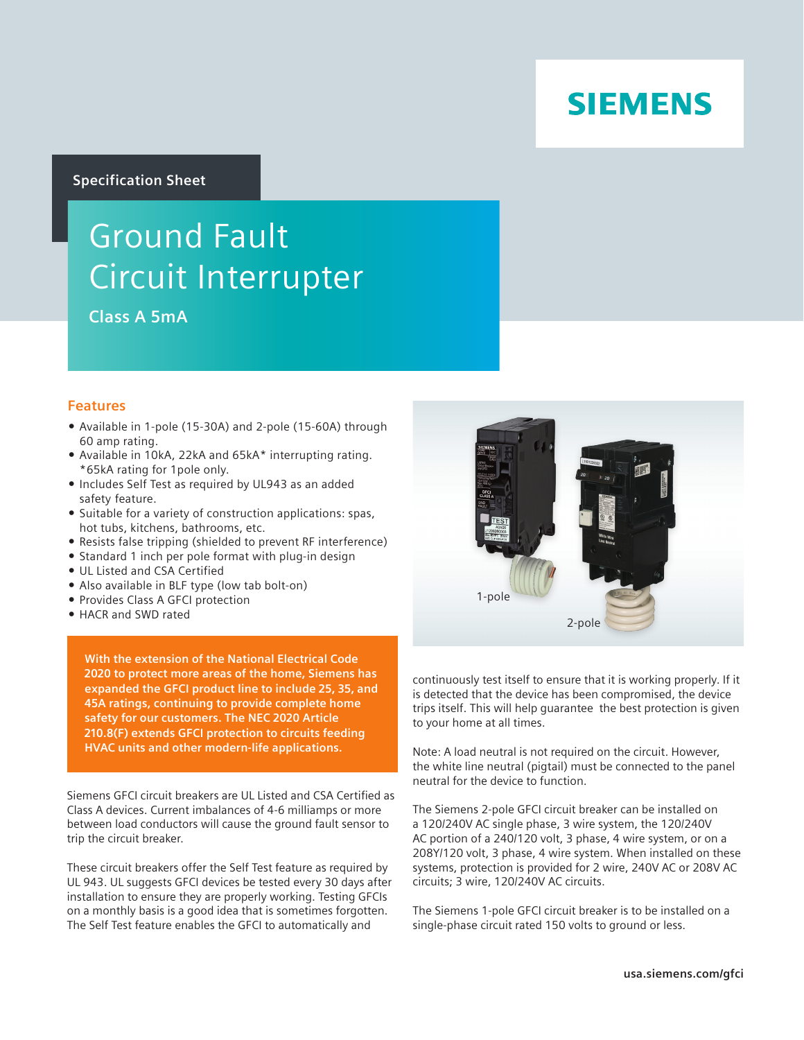SIEMENS

Specification Sheet

# Ground Fault Circuit Interrupter

### Class A 5mA

## Features

- Available in 1-pole (15-30A) and 2-pole (15-60A) through 60 amp rating.
- Available in 10kA, 22kA and 65kA* interrupting rating. *65kA rating for 1pole only.
- Includes Self Test as required by UL943 as an added safety feature.
- Suitable for a variety of construction applications: spas, hot tubs, kitchens, bathrooms, etc.
- Resists false tripping (shielded to prevent RF interference)
- Standard 1 inch per pole format with plug-in design
- UL Listed and CSA Certified
- Also available in BLF type (low tab bolt-on)
- Provides Class A GFCI protection
- HACR and SWD rated

**With the extension of the National Electrical Code 2020 to protect more areas of the home, Siemens has expanded the GFCI product line to include 25, 35, and 45A ratings, continuing to provide complete home safety for our customers. The NEC 2020 Article 210.8(F) extends GFCI protection to circuits feeding HVAC units and other modern-life applications.**

Siemens GFCI circuit breakers are UL Listed and CSA Certified as Class A devices. Current imbalances of 4-6 milliamps or more between load conductors will cause the ground fault sensor to trip the circuit breaker.

These circuit breakers offer the Self Test feature as required by UL 943. UL suggests GFCI devices be tested every 30 days after installation to ensure they are properly working. Testing GFCIs on a monthly basis is a good idea that is sometimes forgotten. The Self Test feature enables the GFCI to automatically and continuously test itself to ensure that it is working properly. If it is detected that the device has been compromised, the device trips itself. This will help guarantee the best protection is given to your home at all times.

1-pole

2-pole

Note: A load neutral is not required on the circuit. However, the white line neutral (pigtail) must be connected to the panel neutral for the device to function.

The Siemens 2-pole GFCI circuit breaker can be installed on a 120/240V AC single phase, 3 wire system, the 120/240V AC portion of a 240/120 volt, 3 phase, 4 wire system, or on a 208Y/120 volt, 3 phase, 4 wire system. When installed on these systems, protection is provided for 2 wire, 240V AC or 208V AC circuits; 3 wire, 120/240V AC circuits.

The Siemens 1-pole GFCI circuit breaker is to be installed on a single-phase circuit rated 150 volts to ground or less.

usa.siemens.com/gfci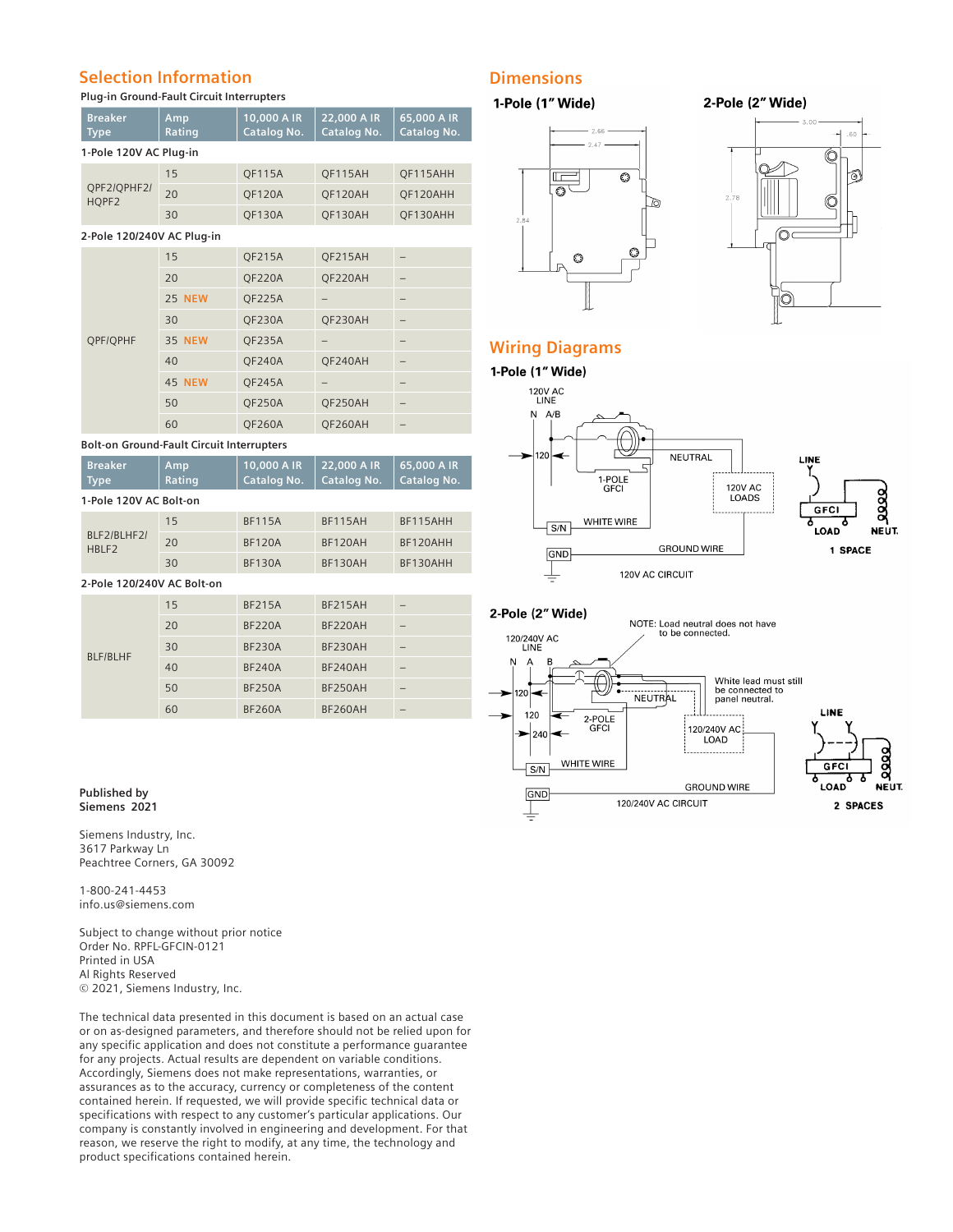## Selection Information

Plug-in Ground-Fault Circuit Interrupters

| Breaker Type | Amp Rating | 10,000 A IR Catalog No. | 22,000 A IR Catalog No. | 65,000 A IR Catalog No. |
|---|---|---|---|---|
| **1-Pole 120V AC Plug-in** | | | | |
| QPF2/QPHF2/ HQPF2 | 15 | QF115A | QF115AH | QF115AHH |
| | 20 | QF120A | QF120AH | QF120AHH |
| | 30 | QF130A | QF130AH | QF130AHH |
| **2-Pole 120/240V AC Plug-in** | | | | |
| QPF/QPHF | 15 | QF215A | QF215AH | – |
| | 20 | QF220A | QF220AH | – |
| | 25 NEW | QF225A | – | – |
| | 30 | QF230A | QF230AH | – |
| | 35 NEW | QF235A | – | – |
| | 40 | QF240A | QF240AH | – |
| | 45 NEW | QF245A | – | – |
| | 50 | QF250A | QF250AH | – |
| | 60 | QF260A | QF260AH | – |

Bolt-on Ground-Fault Circuit Interrupters

| Breaker Type | Amp Rating | 10,000 A IR Catalog No. | 22,000 A IR Catalog No. | 65,000 A IR Catalog No. |
|---|---|---|---|---|
| **1-Pole 120V AC Bolt-on** | | | | |
| BLF2/BLHF2/ HBLF2 | 15 | BF115A | BF115AH | BF115AHH |
| | 20 | BF120A | BF120AH | BF120AHH |
| | 30 | BF130A | BF130AH | BF130AHH |
| **2-Pole 120/240V AC Bolt-on** | | | | |
| BLF/BLHF | 15 | BF215A | BF215AH | – |
| | 20 | BF220A | BF220AH | – |
| | 30 | BF230A | BF230AH | – |
| | 40 | BF240A | BF240AH | – |
| | 50 | BF250A | BF250AH | – |
| | 60 | BF260A | BF260AH | – |

## Dimensions

### 1-Pole (1" Wide)

2.66
2.47
2.84

### 2-Pole (2" Wide)

3.00
.60
2.78

## Wiring Diagrams

### 1-Pole (1" Wide)

120V AC LINE
N A/B
120
1-POLE GFCI
NEUTRAL
120V AC LOADS
S/N
WHITE WIRE
GND
GROUND WIRE
120V AC CIRCUIT
LINE
GFCI
LOAD
NEUT.
1 SPACE

### 2-Pole (2" Wide)

NOTE: Load neutral does not have to be connected.
120/240V AC LINE
N A B
120
120
240
2-POLE GFCI
NEUTRAL
White lead must still be connected to panel neutral.
120/240V AC LOAD
S/N
WHITE WIRE
GND
GROUND WIRE
120/240V AC CIRCUIT
LINE
GFCI
LOAD
NEUT.
2 SPACES

Published by
Siemens 2021

Siemens Industry, Inc.
3617 Parkway Ln
Peachtree Corners, GA 30092

1-800-241-4453
info.us@siemens.com

Subject to change without prior notice
Order No. RPFL-GFCIN-0121
Printed in USA
Al Rights Reserved
© 2021, Siemens Industry, Inc.

The technical data presented in this document is based on an actual case or on as-designed parameters, and therefore should not be relied upon for any specific application and does not constitute a performance guarantee for any projects. Actual results are dependent on variable conditions. Accordingly, Siemens does not make representations, warranties, or assurances as to the accuracy, currency or completeness of the content contained herein. If requested, we will provide specific technical data or specifications with respect to any customer's particular applications. Our company is constantly involved in engineering and development. For that reason, we reserve the right to modify, at any time, the technology and product specifications contained herein.